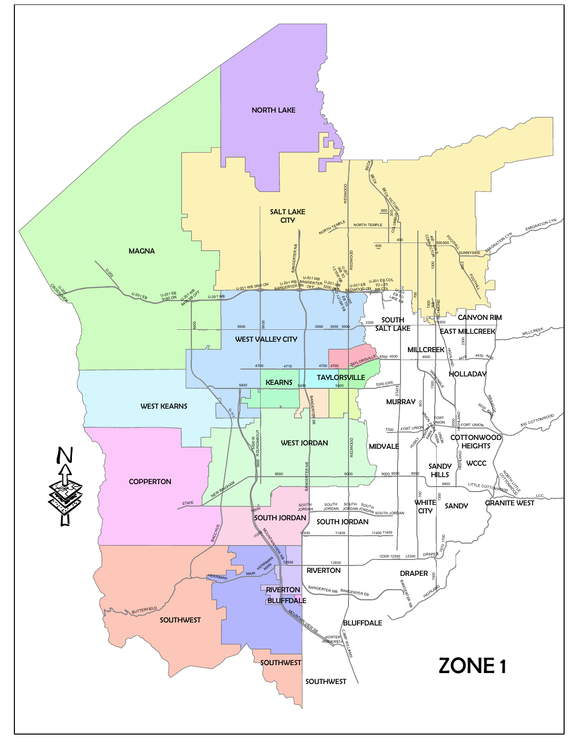# ZONE 1

NORTH LAKE

SALT LAKE CITY

MAGNA

WEST VALLEY CITY

SOUTH SALT LAKE

CANYON RIM

EAST MILLCREEK

MILLCREEK

HOLLADAY

KEARNS

TAYLORSVILLE

MURRAY

WEST KEARNS

WEST JORDAN

MIDVALE

COTTONWOOD HEIGHTS

SANDY HILLS

WCCC

COPPERTON

SOUTH JORDAN

WHITE CITY

SANDY

GRANITE WEST

RIVERTON

DRAPER

BLUFFDALE

SOUTHWEST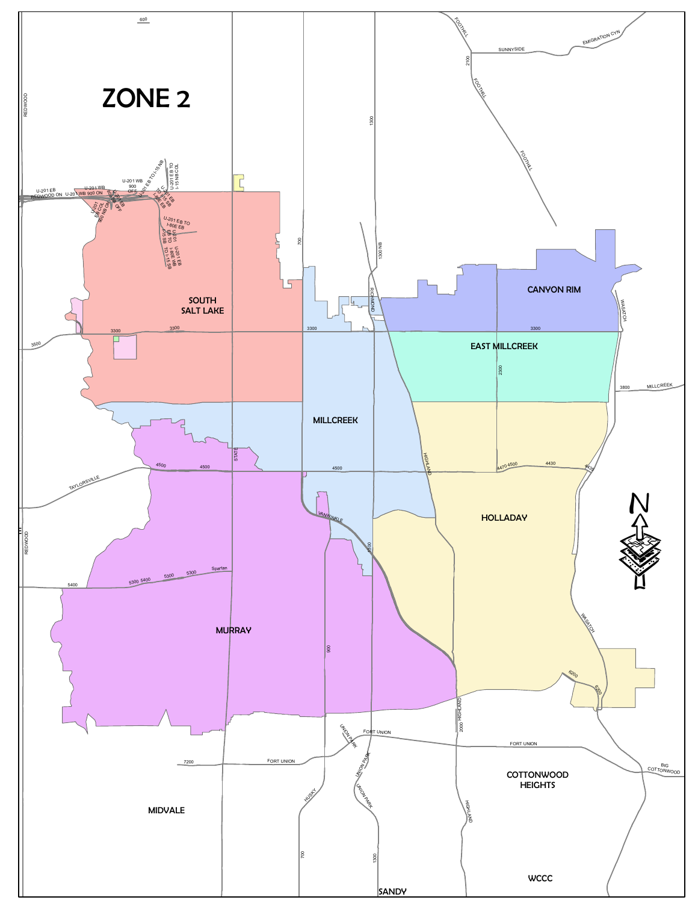# ZONE 2

SOUTH SALT LAKE

MILLCREEK

CANYON RIM

EAST MILLCREEK

HOLLADAY

MURRAY

MIDVALE

COTTONWOOD HEIGHTS

SANDY

WCCC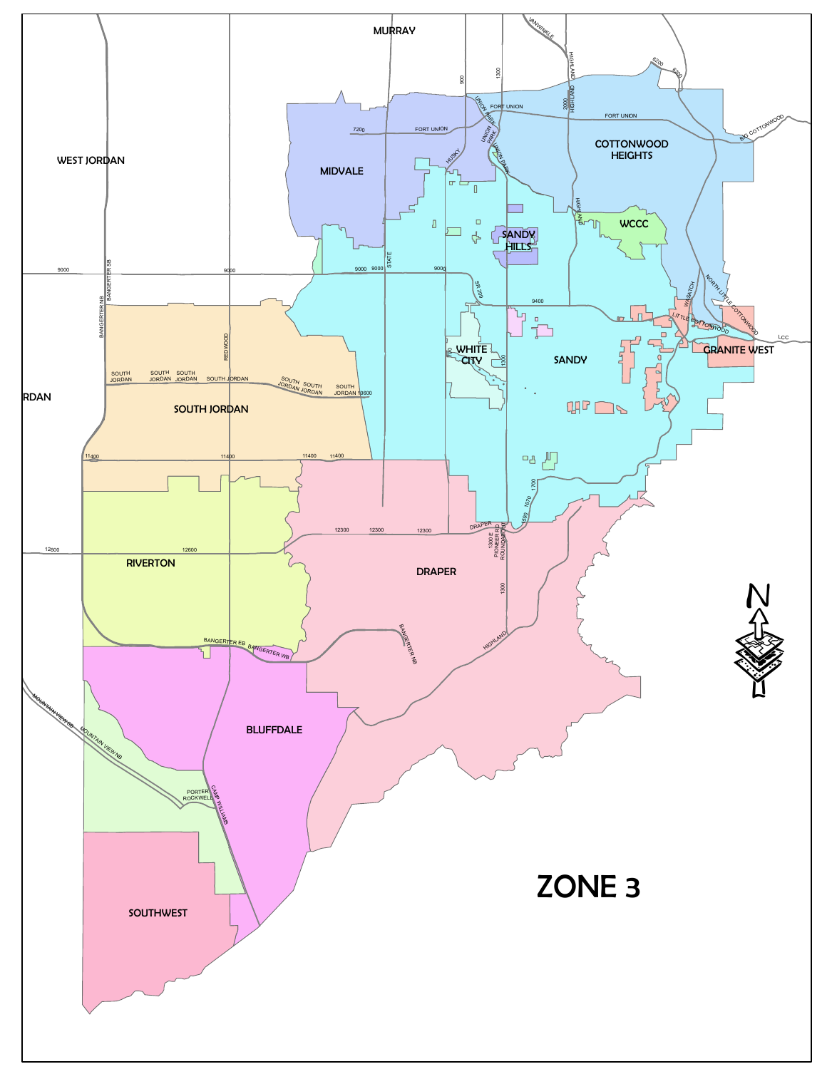# ZONE 3

MURRAY

WEST JORDAN

MIDVALE

COTTONWOOD HEIGHTS

WCCC

SANDY HILLS

WHITE CITY

SANDY

GRANITE WEST

SOUTH JORDAN

RIVERTON

DRAPER

BLUFFDALE

SOUTHWEST

RDAN

FORT UNION

9000

9400

11400

12300

12600

BANGERTER NB

BANGERTER SB

BANGERTER EB

BANGERTER WB

REDWOOD

STATE

HIGHLAND

1300

900

700

2000

1700

1670

1590

10600

7200

6200

SR 209

UNION PARK

HUSKY

VANWINKLE

BIG COTTONWOOD

LITTLE COTTONWOOD

NORTH LITTLE COTTONWOOD

WASATCH

LCC

1300 E PIONEER RD ROUNDABOUT

MOUNTAIN VIEW SB

MOUNTAIN VIEW NB

PORTER ROCKWELL

CAMP WILLIAMS

N